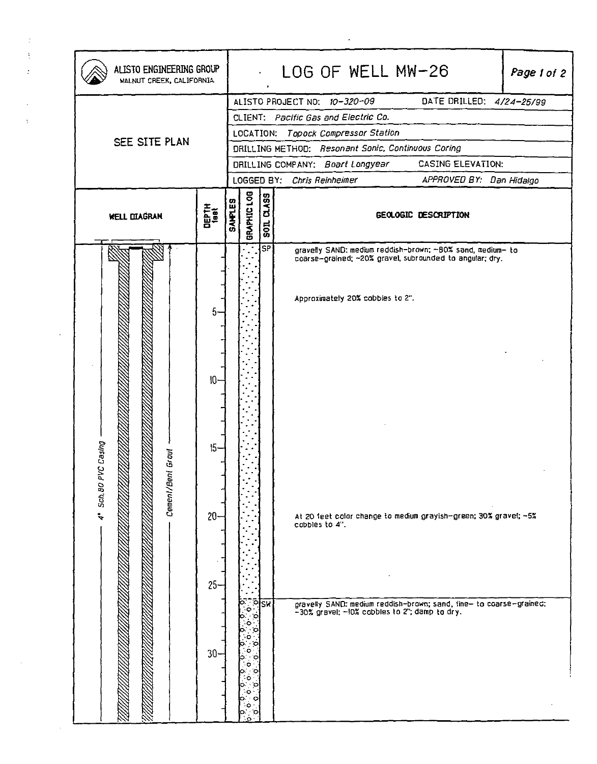# LOG OF WELL MW-26

**ALISTO ENGINEERING GROUP**
WALNUT CREEK, CALIFORNIA

SEE SITE PLAN

| | |
|---|---|
| ALISTO PROJECT NO: *10-320-09* | DATE DRILLED: *4/24-25/99* |
| CLIENT: *Pacific Gas and Electric Co.* | |
| LOCATION: *Topock Compressor Station* | |
| DRILLING METHOD: *Resonant Sonic, Continuous Coring* | |
| DRILLING COMPANY: *Boart Longyear* | CASING ELEVATION: |
| LOGGED BY: *Chris Reinheimer* | APPROVED BY: *Dan Hidalgo* |

| WELL DIAGRAM | DEPTH feet | SAMPLES | GRAPHIC LOG | SOIL CLASS | GEOLOGIC DESCRIPTION |
|---|---|---|---|---|---|
| 4" Sch.80 PVC Casing; Cement/Bent Grout | 0 | | | SP | gravelly SAND: medium reddish-brown; ~80% sand, medium- to coarse-grained; ~20% gravel, subrounded to angular; dry. |
| | 5 | | | | Approximately 20% cobbles to 2". |
| | 10 | | | | |
| | 15 | | | | |
| | 20 | | | | At 20 feet color change to medium grayish-green; 30% gravel; ~5% cobbles to 4". |
| | 25 | | | SW | gravelly SAND: medium reddish-brown; sand, fine- to coarse-grained; ~30% gravel; ~10% cobbles to 2"; damp to dry. |
| | 30 | | | | |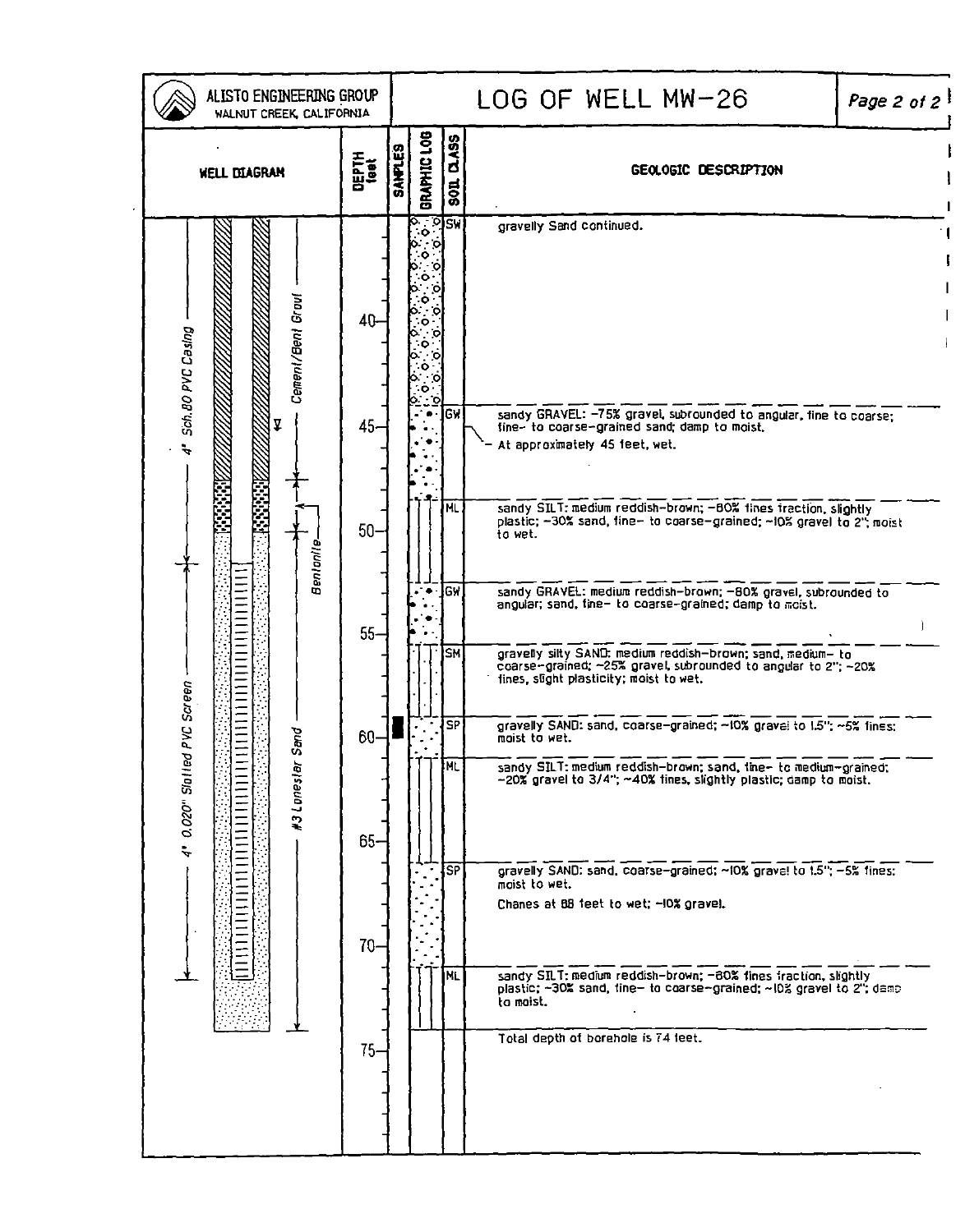# LOG OF WELL MW-26

ALISTO ENGINEERING GROUP
WALNUT CREEK, CALIFORNIA

WELL DIAGRAM: 4" Sch.80 PVC Casing; 4" 0.020" Slotted PVC Screen; Cement/Bent Grout; Bentonite; #3 Lonestar Sand

| DEPTH feet | SOIL CLASS | GEOLOGIC DESCRIPTION |
|---|---|---|
| | SW | gravelly Sand continued. |
| 40 | | |
| 45 | GW | sandy GRAVEL: ~75% gravel, subrounded to angular, fine to coarse; fine- to coarse-grained sand; damp to moist. At approximately 45 feet, wet. |
| 50 | ML | sandy SILT: medium reddish-brown; ~80% fines fraction, slightly plastic; ~30% sand, fine- to coarse-grained; ~10% gravel to 2"; moist to wet. |
| | GW | sandy GRAVEL: medium reddish-brown; ~80% gravel, subrounded to angular; sand, fine- to coarse-grained; damp to moist. |
| 55 | SM | gravelly silty SAND: medium reddish-brown; sand, medium- to coarse-grained; ~25% gravel, subrounded to angular to 2"; ~20% fines, slight plasticity; moist to wet. |
| 60 | SP | gravelly SAND: sand, coarse-grained; ~10% gravel to 1.5"; ~5% fines; moist to wet. |
| | ML | sandy SILT: medium reddish-brown; sand, fine- to medium-grained; ~20% gravel to 3/4"; ~40% fines, slightly plastic; damp to moist. |
| 65 | SP | gravelly SAND: sand, coarse-grained; ~10% gravel to 1.5"; ~5% fines; moist to wet. Chanes at 88 feet to wet; ~10% gravel. |
| 70 | ML | sandy SILT: medium reddish-brown; ~80% fines fraction, slightly plastic; ~30% sand, fine- to coarse-grained; ~10% gravel to 2"; damp to moist. |
| 75 | | Total depth of borehole is 74 feet. |